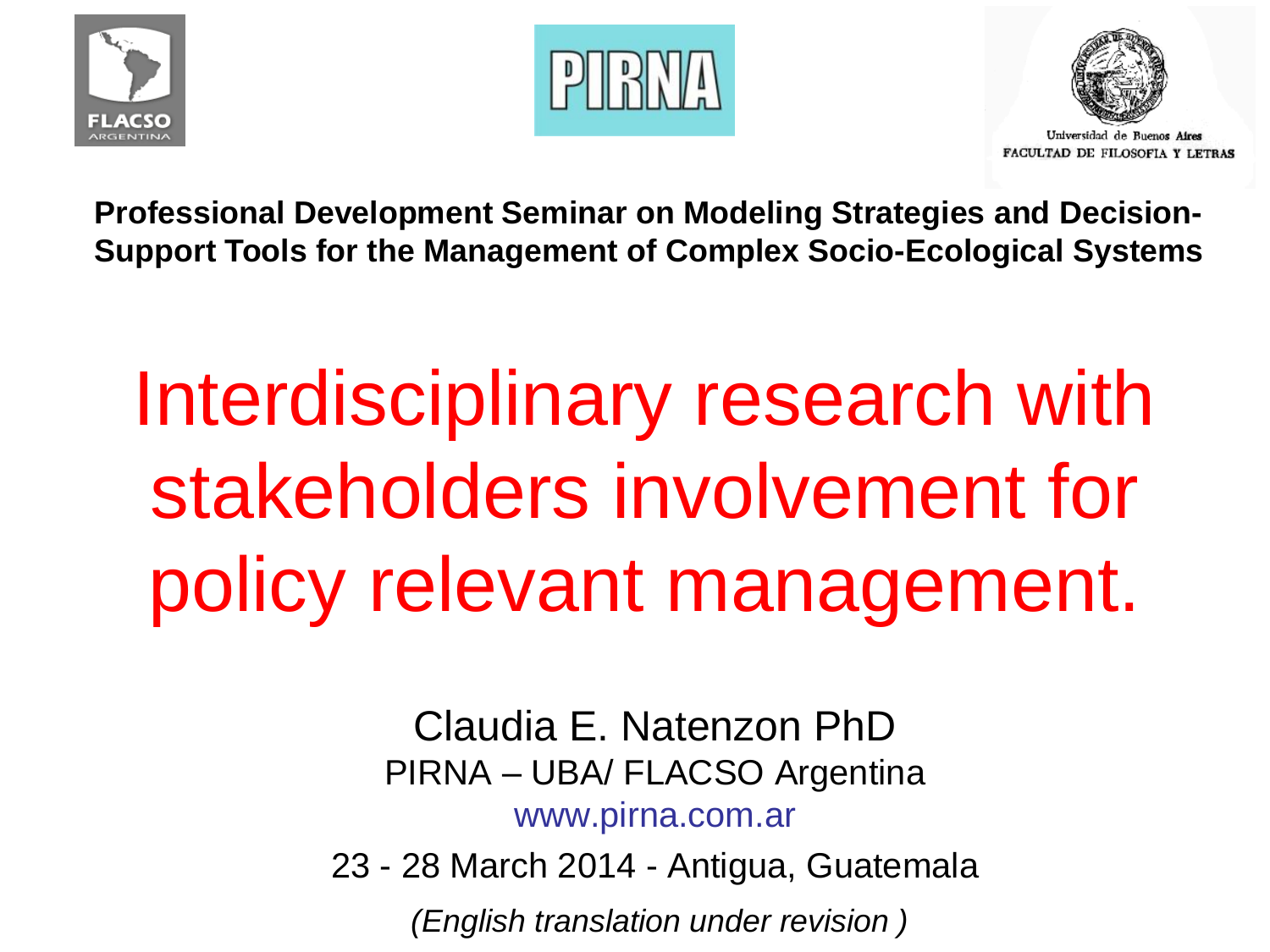FLASCO ARGENTINA

PIRNA

Universidad de Buenos Aires
FACULTAD DE FILOSOFIA Y LETRAS

**Professional Development Seminar on Modeling Strategies and Decision-Support Tools for the Management of Complex Socio-Ecological Systems**

# Interdisciplinary research with stakeholders involvement for policy relevant management.

Claudia E. Natenzon PhD

PIRNA – UBA/ FLACSO Argentina

www.pirna.com.ar

23 - 28 March 2014 - Antigua, Guatemala

*(English translation under revision )*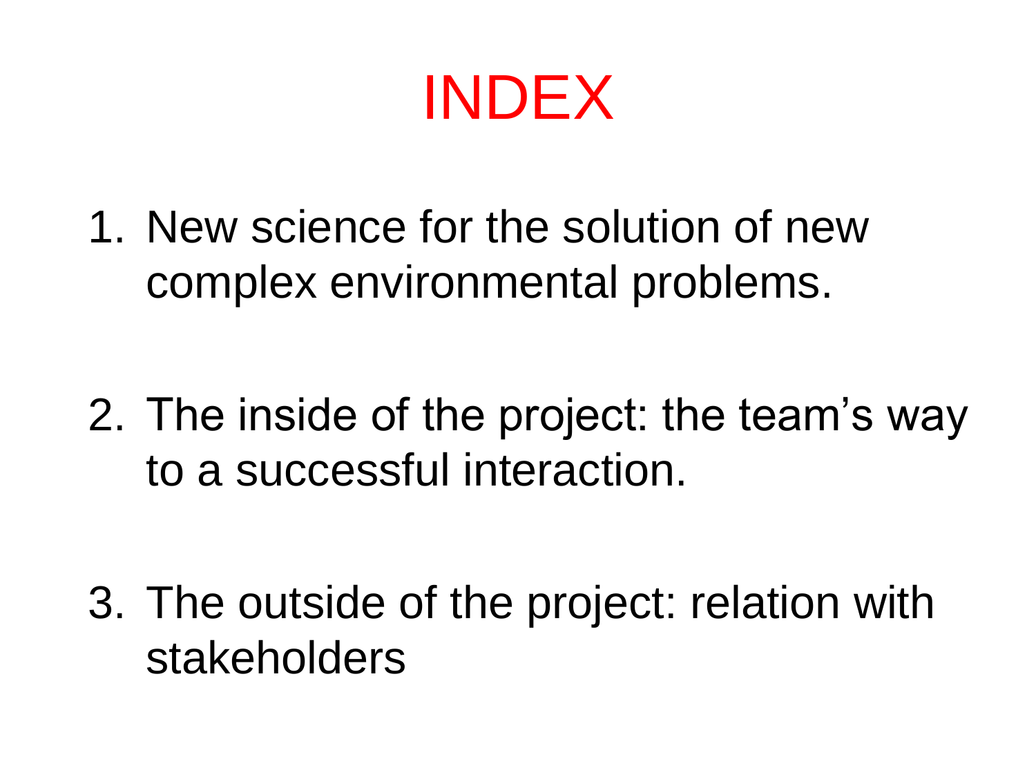# INDEX

1. New science for the solution of new complex environmental problems.

2. The inside of the project: the team's way to a successful interaction.

3. The outside of the project: relation with stakeholders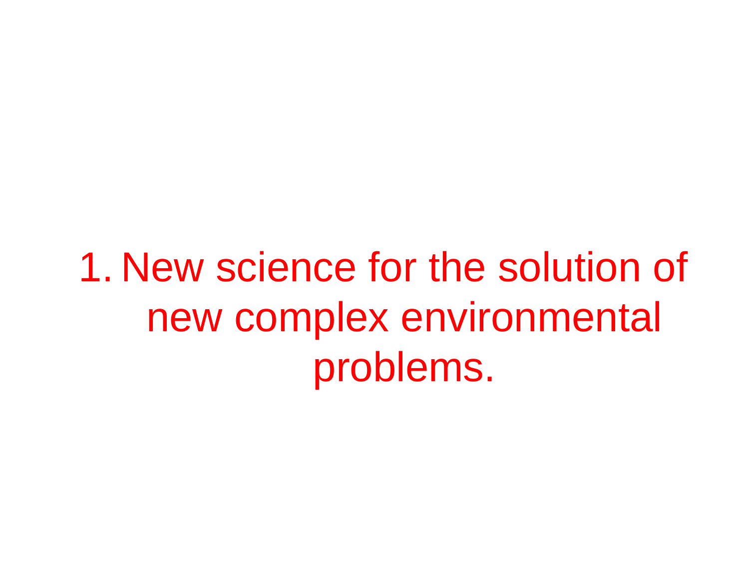1. New science for the solution of new complex environmental problems.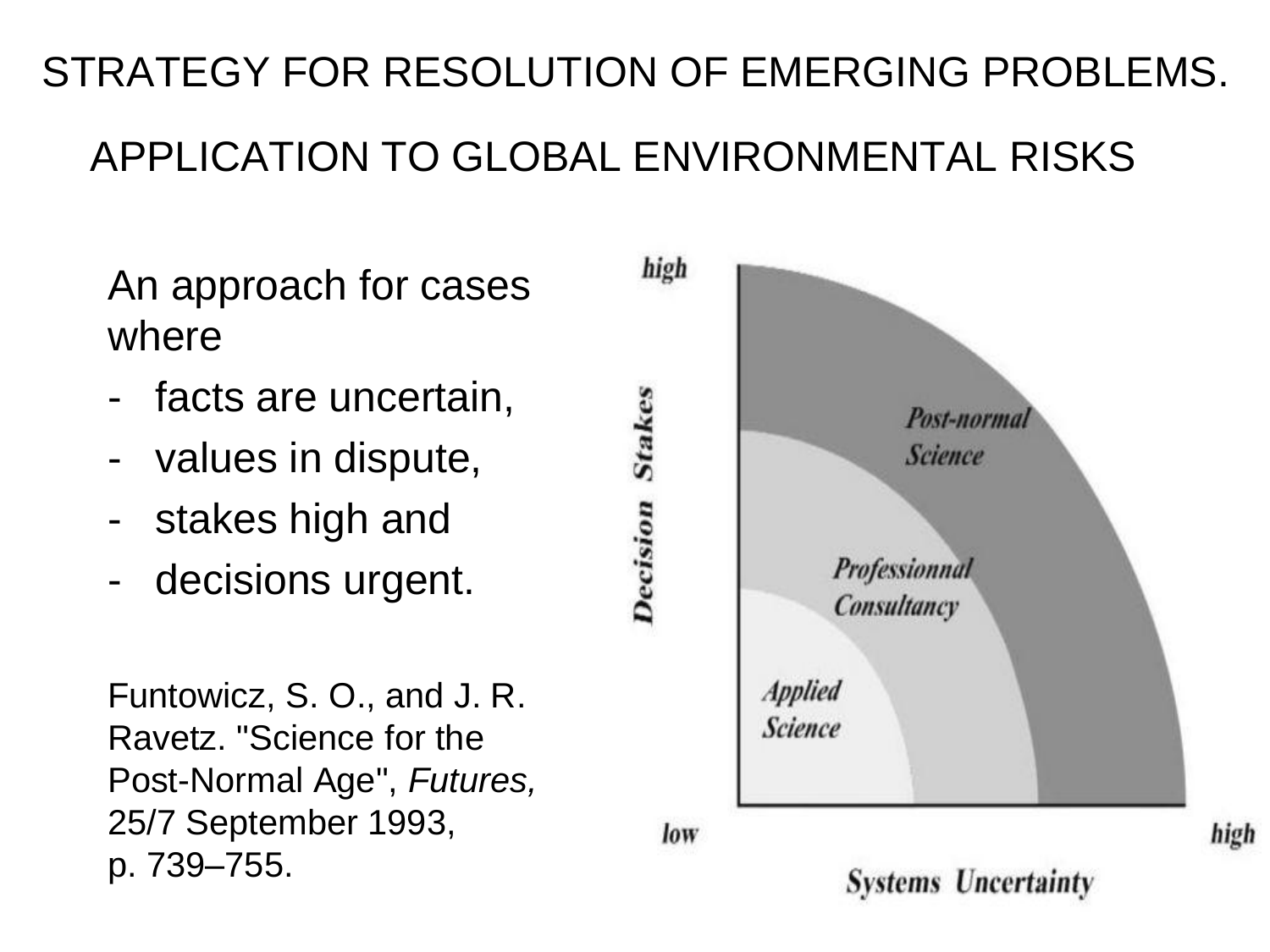# STRATEGY FOR RESOLUTION OF EMERGING PROBLEMS.

## APPLICATION TO GLOBAL ENVIRONMENTAL RISKS

An approach for cases where

- facts are uncertain,
- values in dispute,
- stakes high and
- decisions urgent.

Funtowicz, S. O., and J. R. Ravetz. "Science for the Post-Normal Age", *Futures,* 25/7 September 1993, p. 739–755.

high

Decision Stakes

Post-normal Science

Professionnal Consultancy

Applied Science

low

high

Systems Uncertainty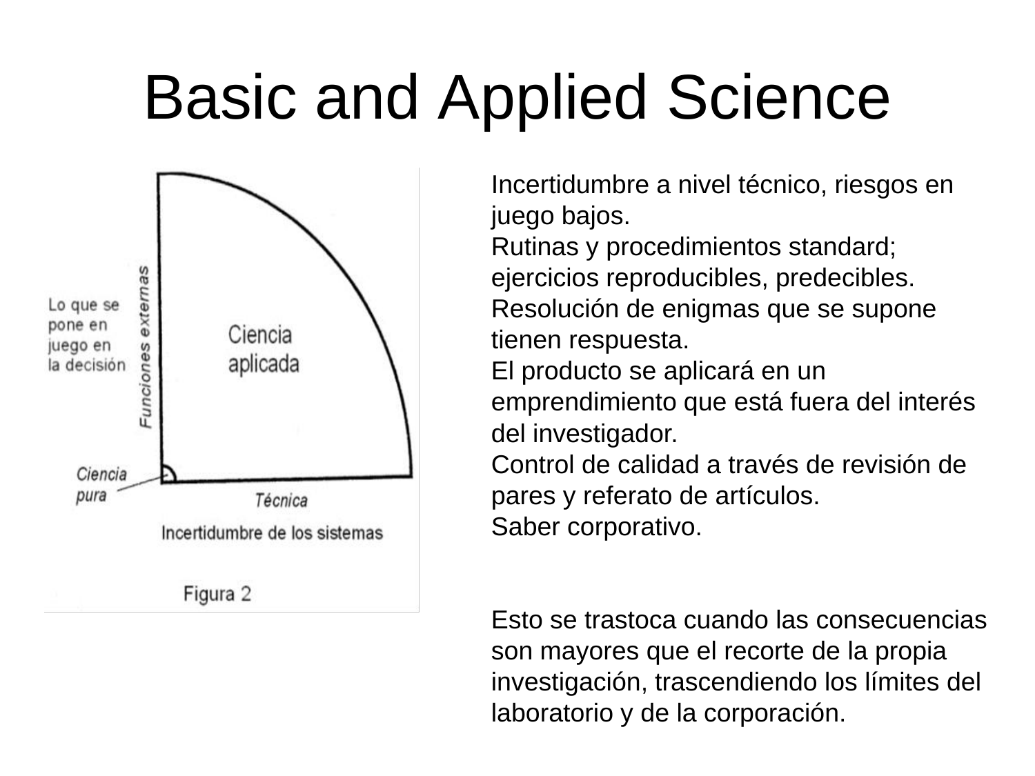# Basic and Applied Science

Lo que se pone en juego en la decisión

*Funciones externas*

Ciencia aplicada

*Ciencia pura*

*Técnica*

Incertidumbre de los sistemas

Figura 2

Incertidumbre a nivel técnico, riesgos en juego bajos.
Rutinas y procedimientos standard; ejercicios reproducibles, predecibles.
Resolución de enigmas que se supone tienen respuesta.
El producto se aplicará en un emprendimiento que está fuera del interés del investigador.
Control de calidad a través de revisión de pares y referato de artículos.
Saber corporativo.

Esto se trastoca cuando las consecuencias son mayores que el recorte de la propia investigación, trascendiendo los límites del laboratorio y de la corporación.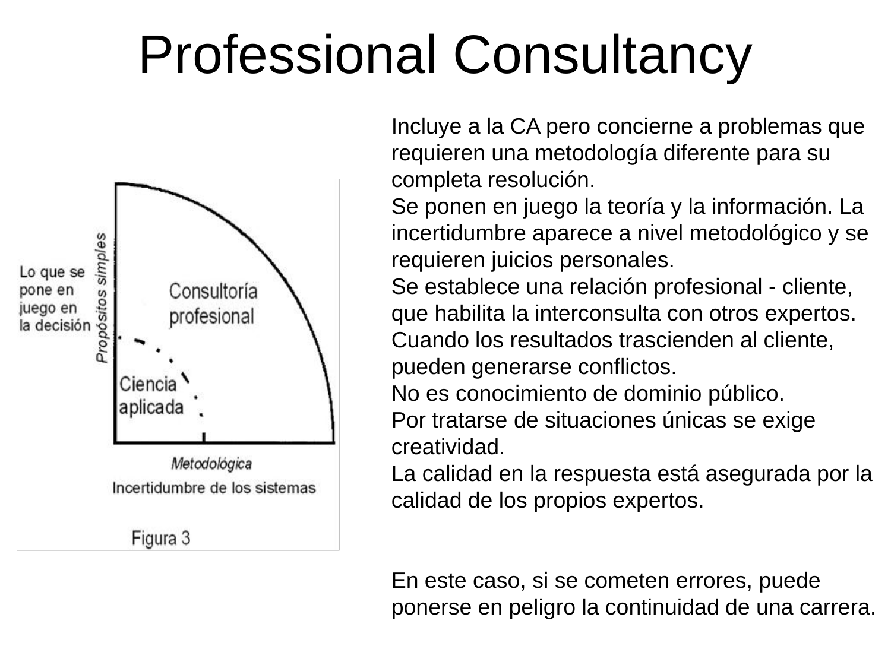# Professional Consultancy

Incluye a la CA pero concierne a problemas que requieren una metodología diferente para su completa resolución.
Se ponen en juego la teoría y la información. La incertidumbre aparece a nivel metodológico y se requieren juicios personales.
Se establece una relación profesional - cliente, que habilita la interconsulta con otros expertos.
Cuando los resultados trascienden al cliente, pueden generarse conflictos.
No es conocimiento de dominio público.
Por tratarse de situaciones únicas se exige creatividad.
La calidad en la respuesta está asegurada por la calidad de los propios expertos.

En este caso, si se cometen errores, puede ponerse en peligro la continuidad de una carrera.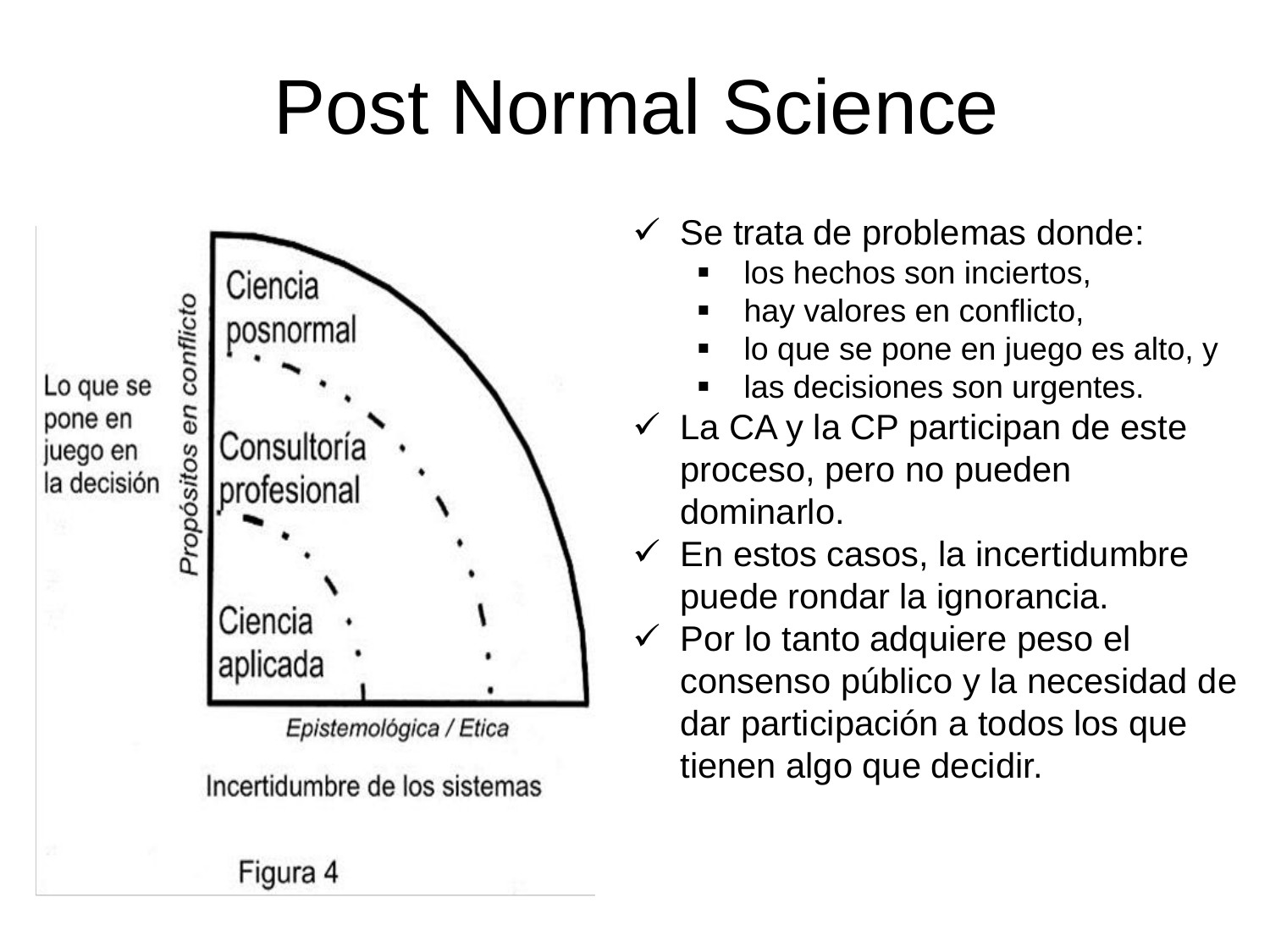# Post Normal Science

Ciencia posnormal

Consultoría profesional

Ciencia aplicada

Lo que se pone en juego en la decisión

*Propósitos en conflicto*

*Epistemológica / Etica*

Incertidumbre de los sistemas

Figura 4

- Se trata de problemas donde:
  - los hechos son inciertos,
  - hay valores en conflicto,
  - lo que se pone en juego es alto, y
  - las decisiones son urgentes.
- La CA y la CP participan de este proceso, pero no pueden dominarlo.
- En estos casos, la incertidumbre puede rondar la ignorancia.
- Por lo tanto adquiere peso el consenso público y la necesidad de dar participación a todos los que tienen algo que decidir.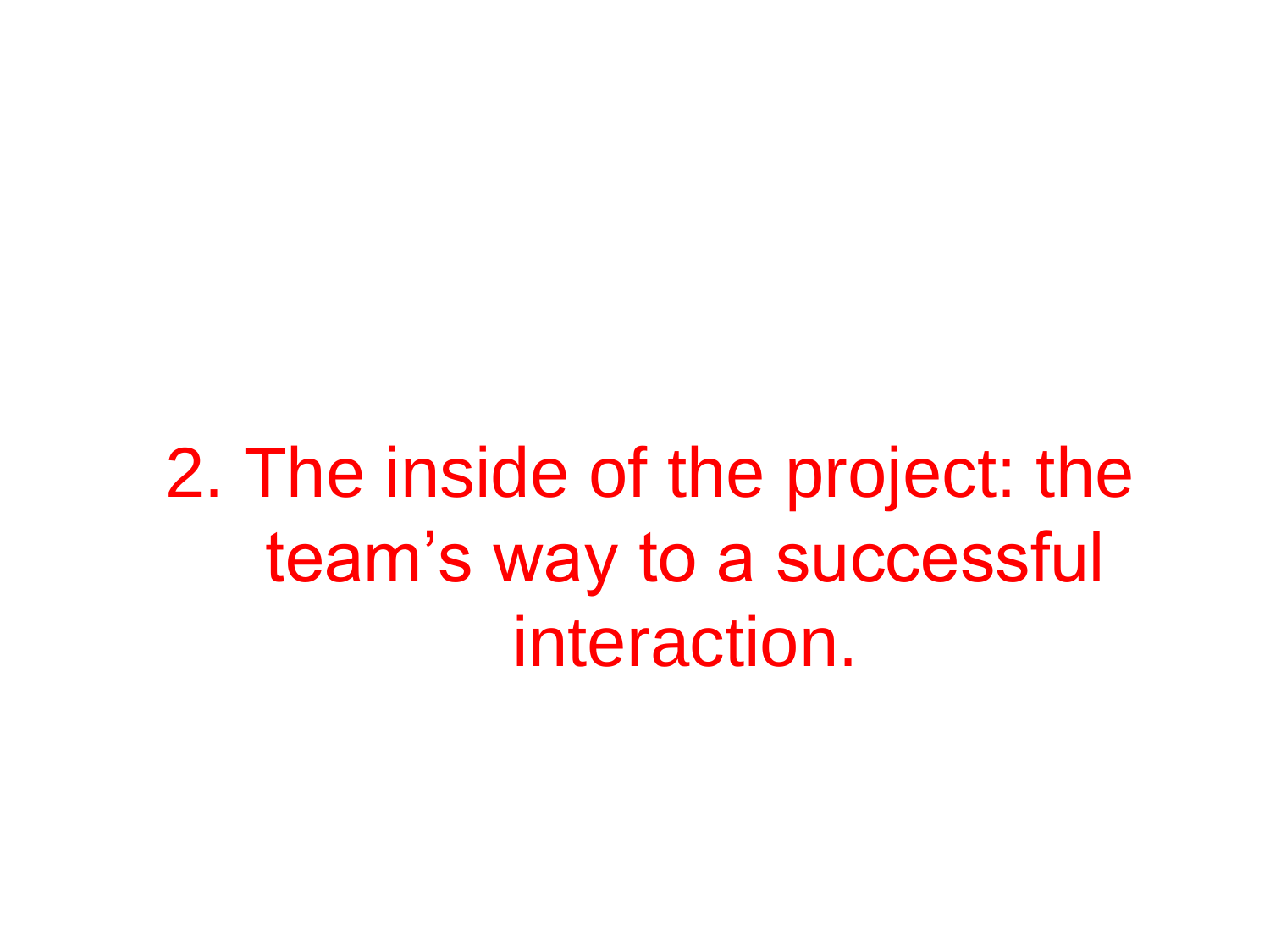## 2. The inside of the project: the team’s way to a successful interaction.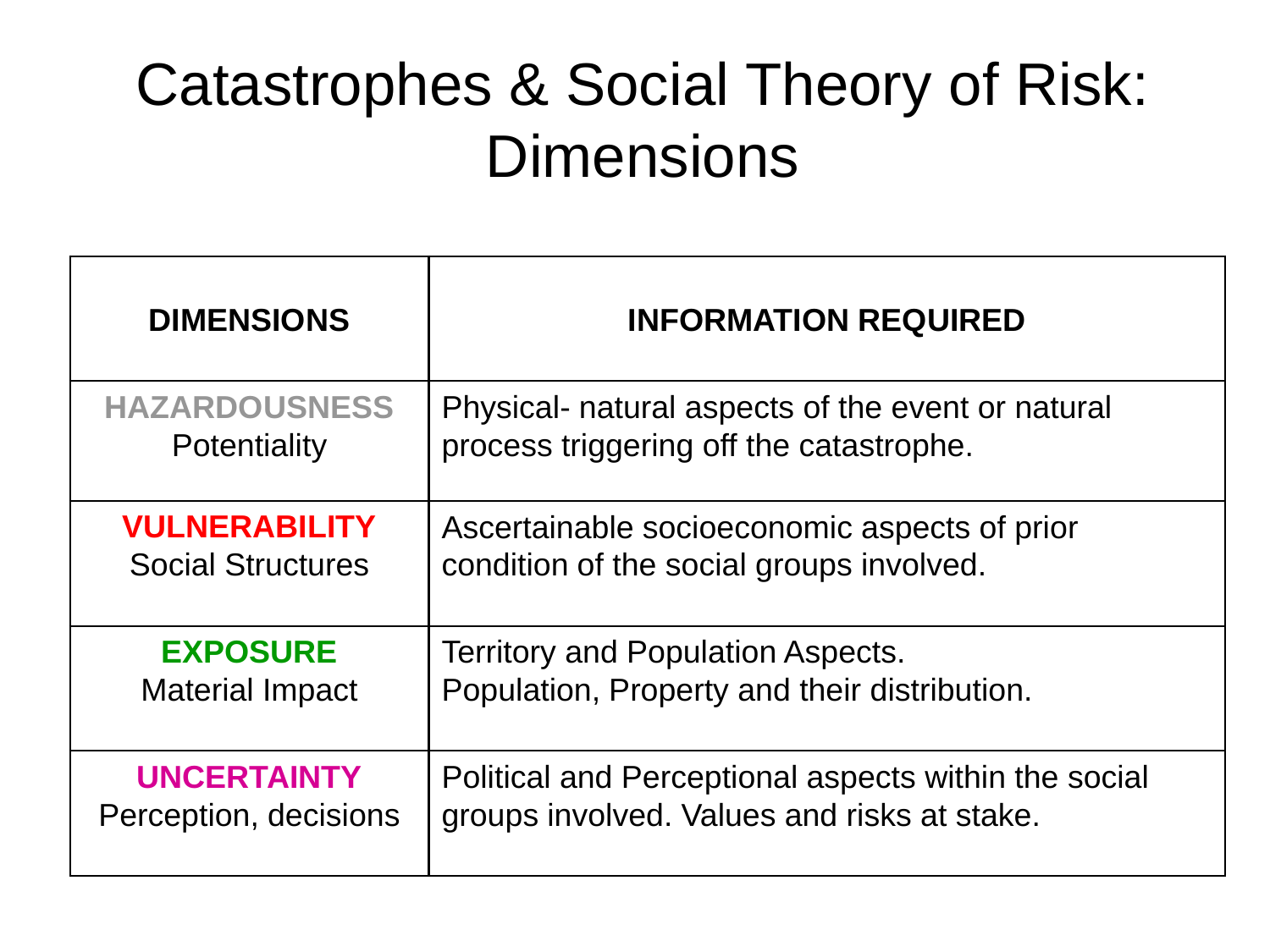# Catastrophes & Social Theory of Risk: Dimensions

| DIMENSIONS | INFORMATION REQUIRED |
|---|---|
| **HAZARDOUSNESS** Potentiality | Physical- natural aspects of the event or natural process triggering off the catastrophe. |
| **VULNERABILITY** Social Structures | Ascertainable socioeconomic aspects of prior condition of the social groups involved. |
| **EXPOSURE** Material Impact | Territory and Population Aspects. Population, Property and their distribution. |
| **UNCERTAINTY** Perception, decisions | Political and Perceptional aspects within the social groups involved. Values and risks at stake. |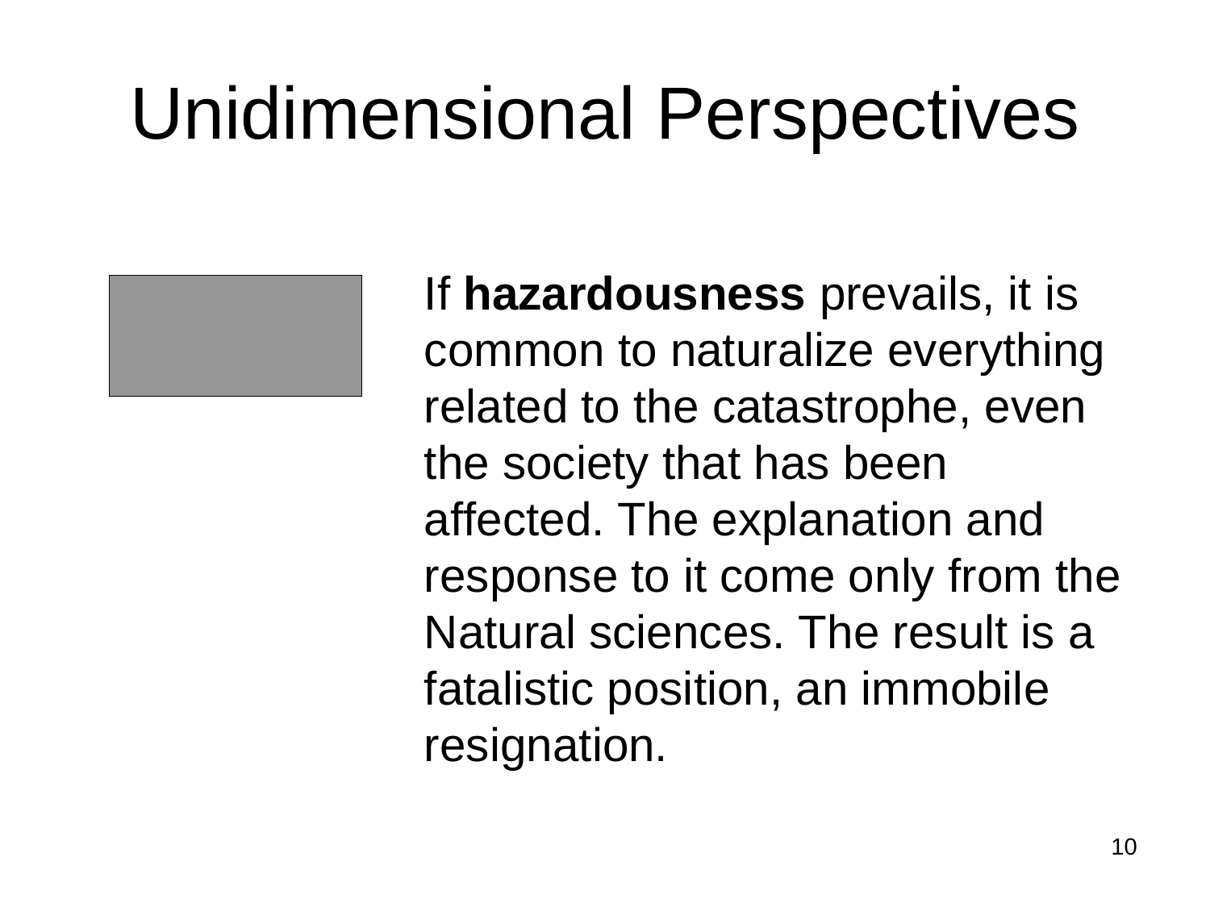# Unidimensional Perspectives

If **hazardousness** prevails, it is common to naturalize everything related to the catastrophe, even the society that has been affected. The explanation and response to it come only from the Natural sciences. The result is a fatalistic position, an immobile resignation.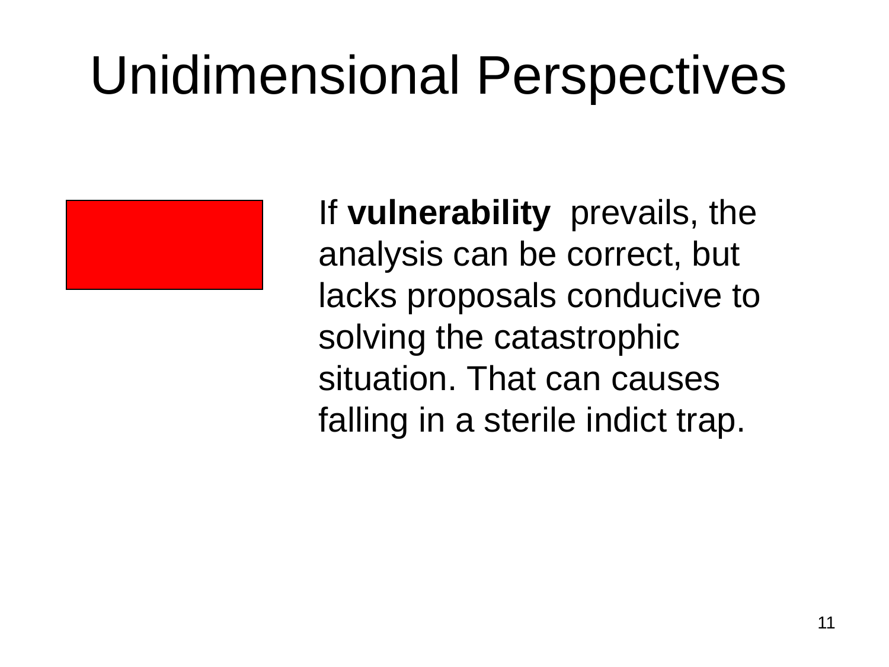# Unidimensional Perspectives

If **vulnerability** prevails, the analysis can be correct, but lacks proposals conducive to solving the catastrophic situation. That can causes falling in a sterile indict trap.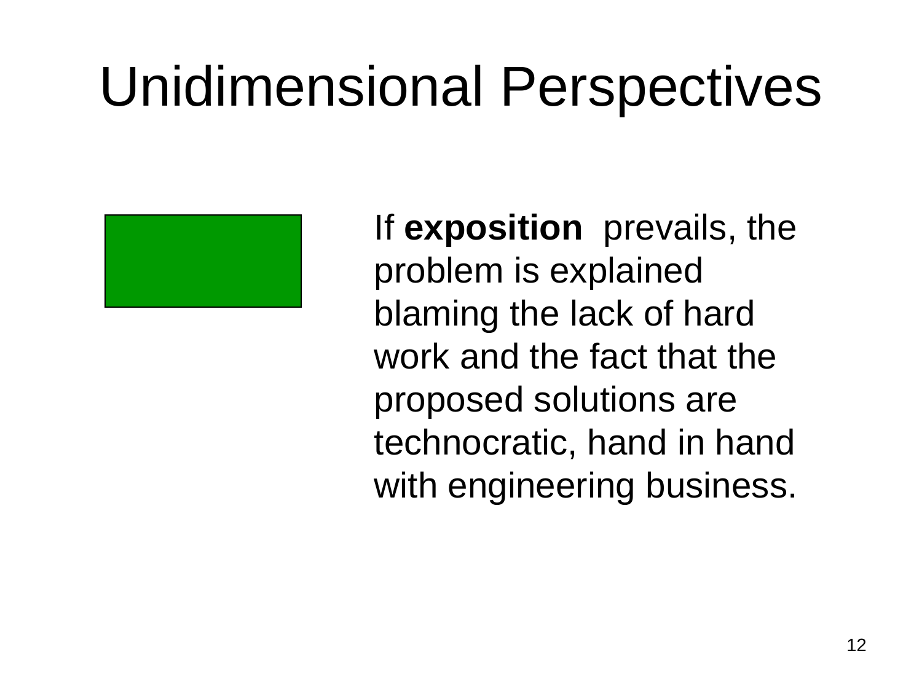# Unidimensional Perspectives

If **exposition** prevails, the problem is explained blaming the lack of hard work and the fact that the proposed solutions are technocratic, hand in hand with engineering business.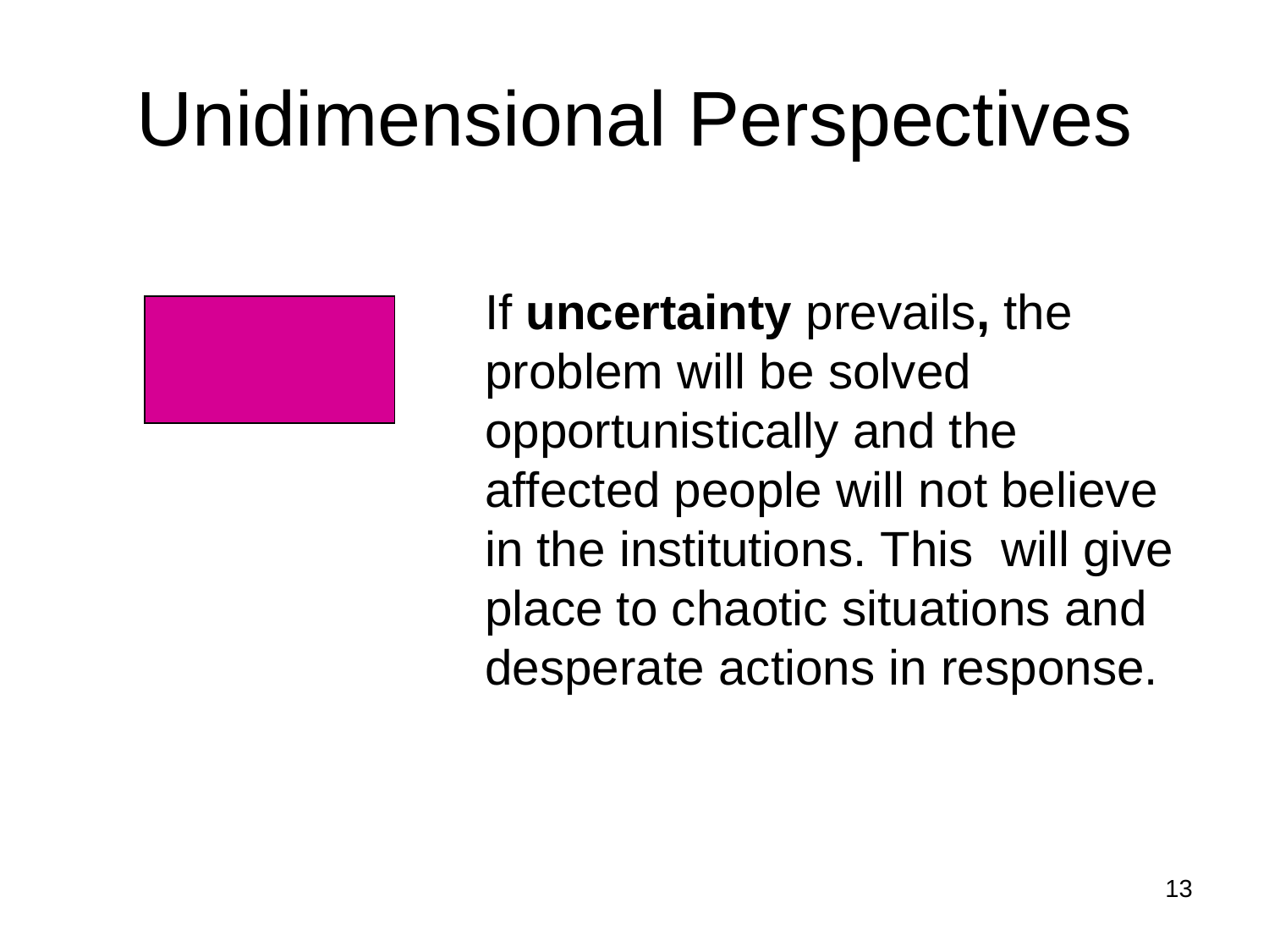# Unidimensional Perspectives

If **uncertainty** prevails**,** the problem will be solved opportunistically and the affected people will not believe in the institutions. This will give place to chaotic situations and desperate actions in response.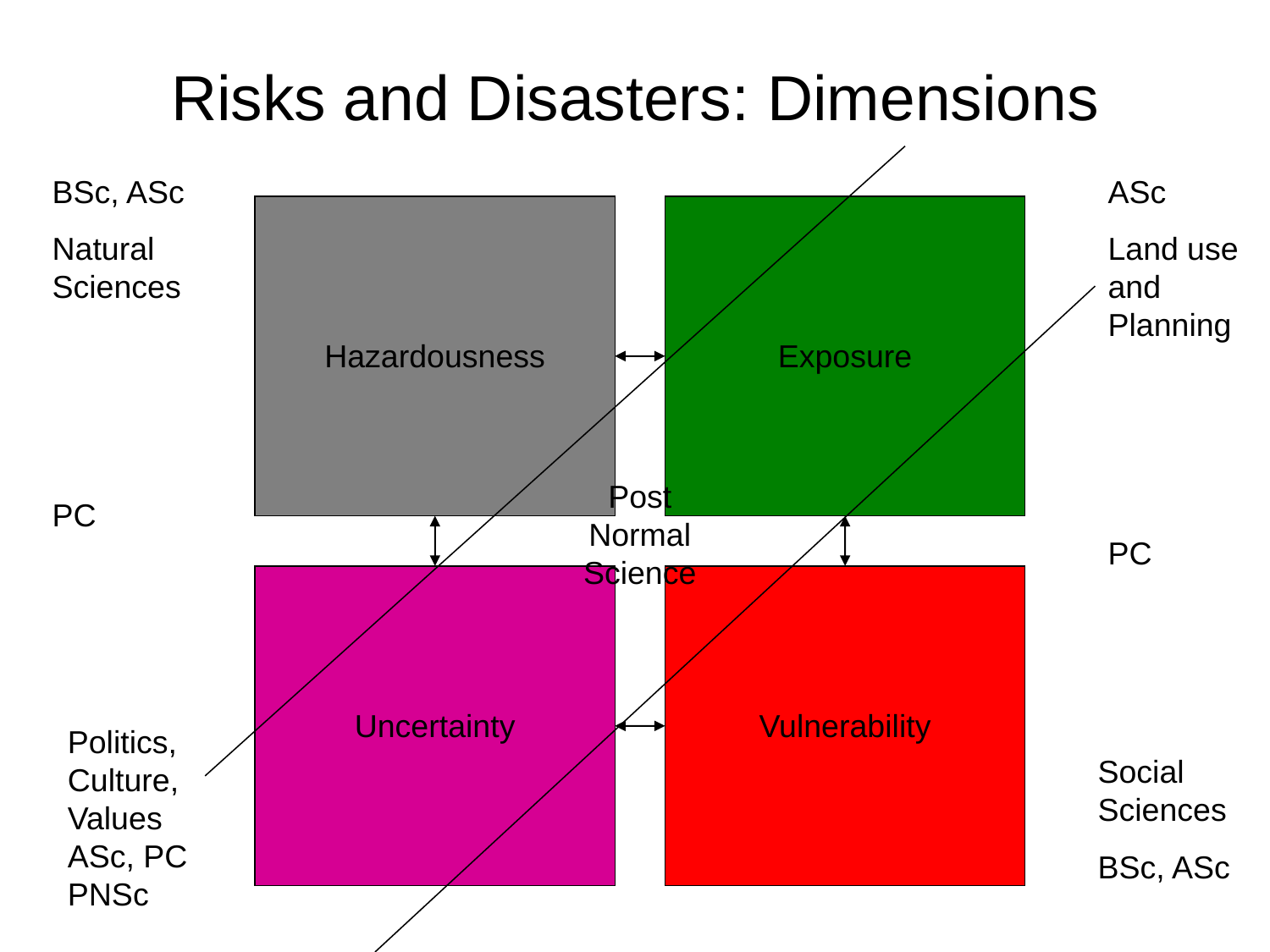# Risks and Disasters: Dimensions

BSc, ASc

Natural Sciences

PC

ASc

Land use and Planning

PC

Hazardousness

Exposure

Post Normal Science

Uncertainty

Vulnerability

Politics, Culture, Values

ASc, PC

PNSc

Social Sciences

BSc, ASc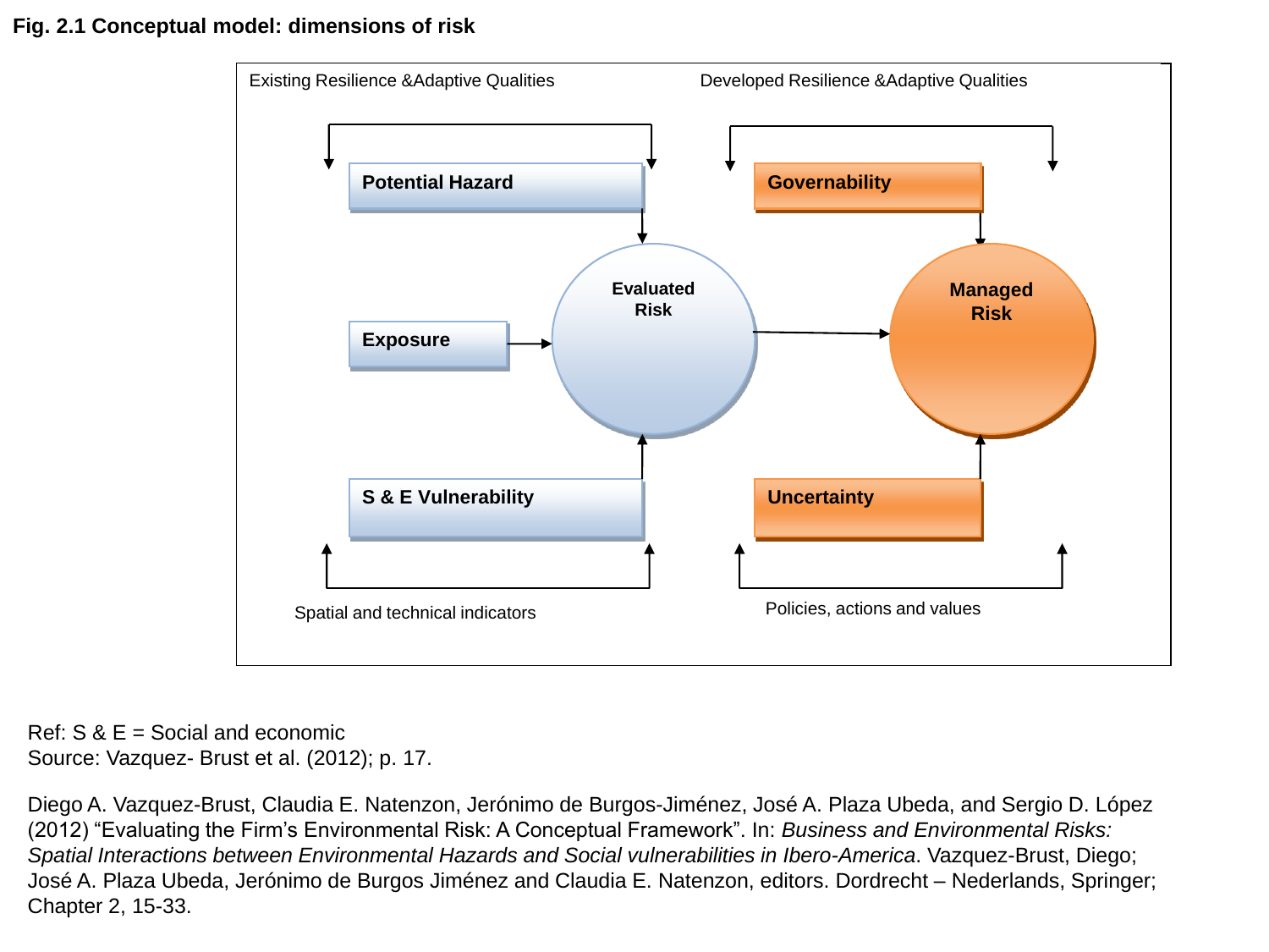**Fig. 2.1 Conceptual model: dimensions of risk**

Existing Resilience &Adaptive Qualities

Developed Resilience &Adaptive Qualities

Potential Hazard

Governability

Evaluated Risk

Managed Risk

Exposure

S & E Vulnerability

Uncertainty

Spatial and technical indicators

Policies, actions and values

Ref: S & E = Social and economic
Source: Vazquez- Brust et al. (2012); p. 17.

Diego A. Vazquez-Brust, Claudia E. Natenzon, Jerónimo de Burgos-Jiménez, José A. Plaza Ubeda, and Sergio D. López (2012) "Evaluating the Firm's Environmental Risk: A Conceptual Framework". In: *Business and Environmental Risks: Spatial Interactions between Environmental Hazards and Social vulnerabilities in Ibero-America*. Vazquez-Brust, Diego; José A. Plaza Ubeda, Jerónimo de Burgos Jiménez and Claudia E. Natenzon, editors. Dordrecht – Nederlands, Springer; Chapter 2, 15-33.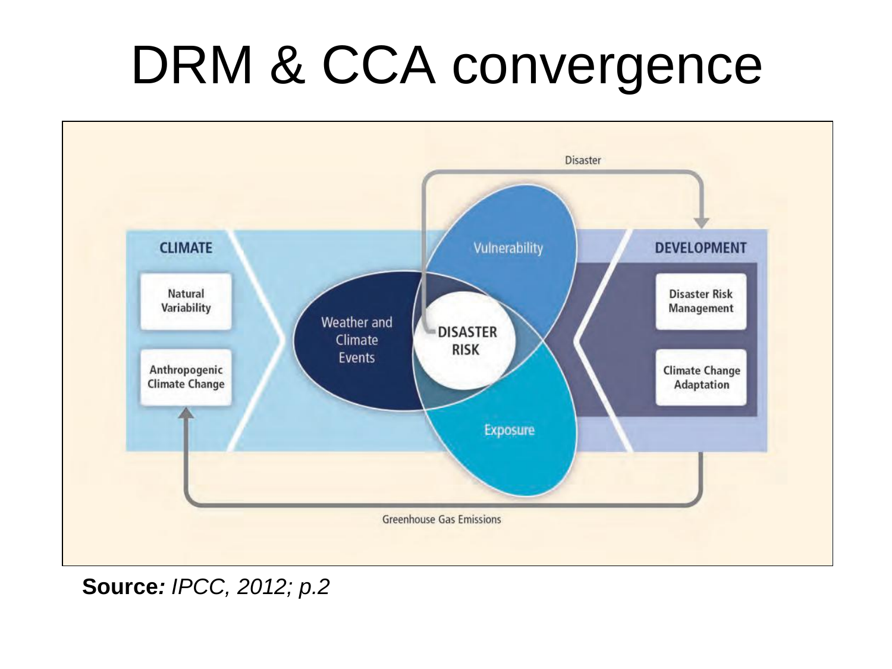# DRM & CCA convergence

Disaster

CLIMATE

Natural Variability

Anthropogenic Climate Change

Weather and Climate Events

Vulnerability

DISASTER RISK

Exposure

DEVELOPMENT

Disaster Risk Management

Climate Change Adaptation

Greenhouse Gas Emissions

**Source:** *IPCC, 2012; p.2*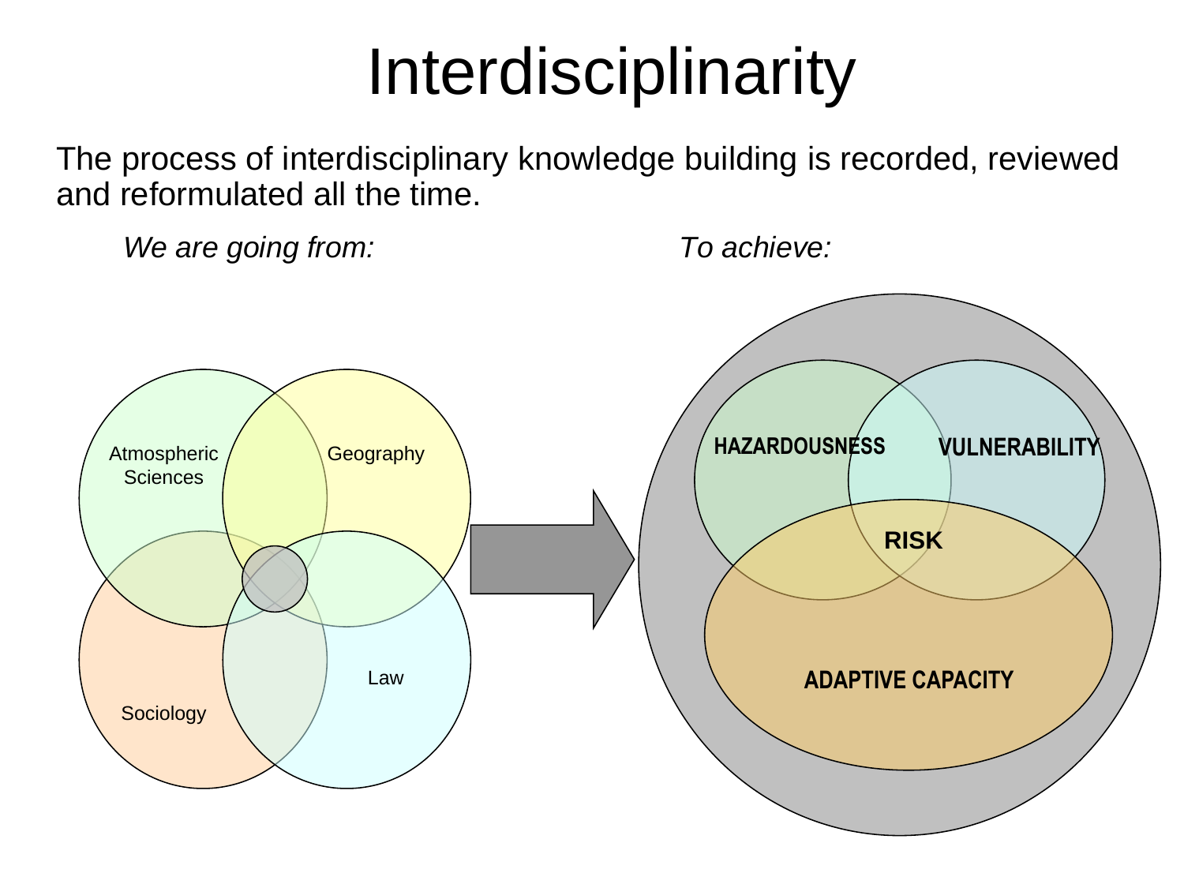# Interdisciplinarity

The process of interdisciplinary knowledge building is recorded, reviewed and reformulated all the time.

*We are going from:*

Atmospheric Sciences

Geography

Sociology

Law

*To achieve:*

HAZARDOUSNESS

VULNERABILITY

RISK

ADAPTIVE CAPACITY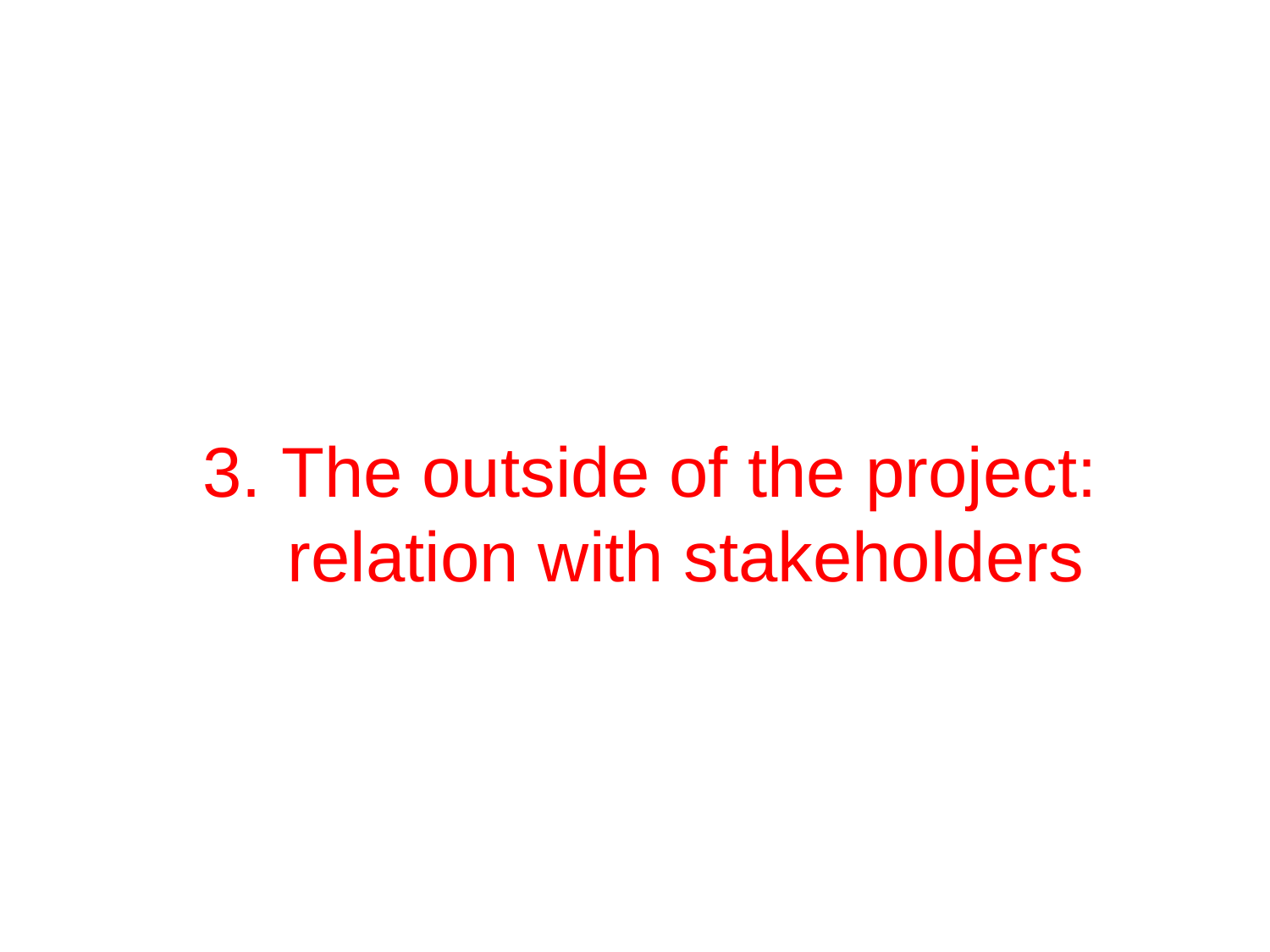# 3. The outside of the project: relation with stakeholders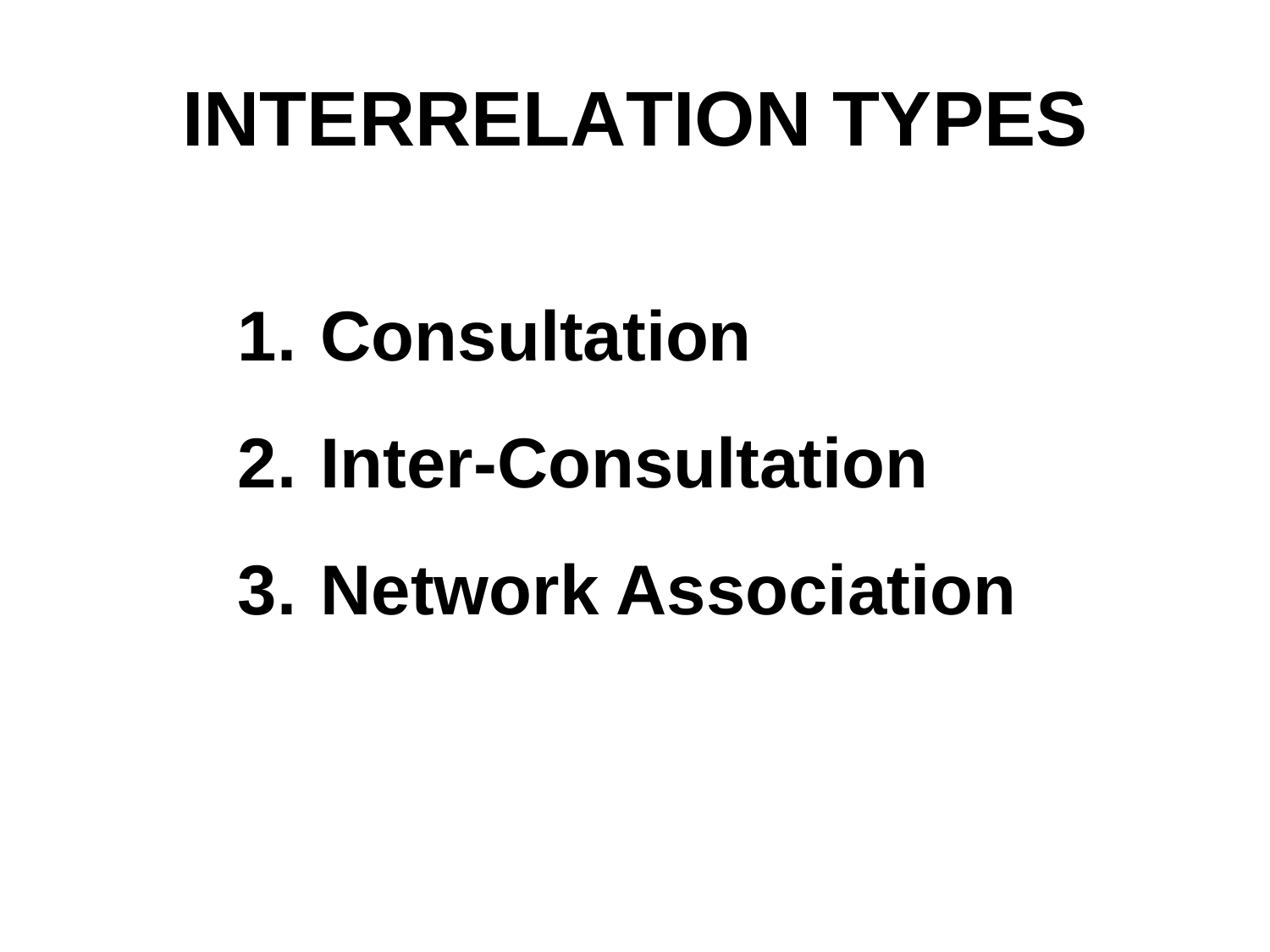# INTERRELATION TYPES

1. **Consultation**
2. **Inter-Consultation**
3. **Network Association**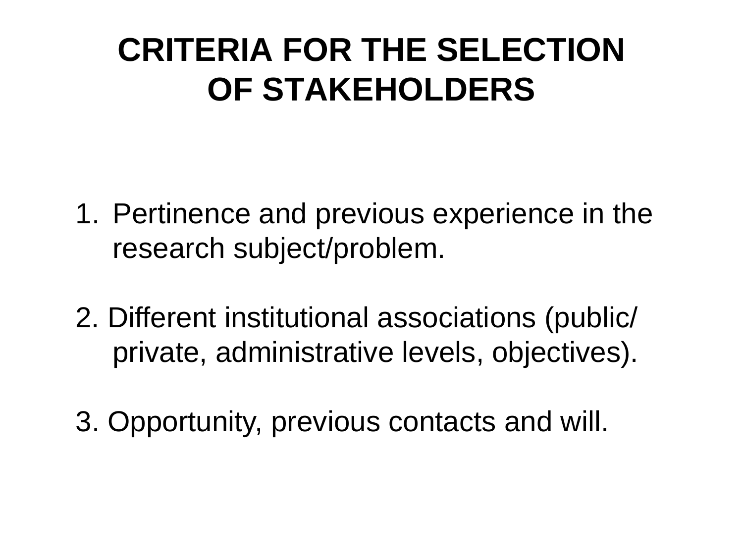# CRITERIA FOR THE SELECTION OF STAKEHOLDERS

1. Pertinence and previous experience in the research subject/problem.

2. Different institutional associations (public/ private, administrative levels, objectives).

3. Opportunity, previous contacts and will.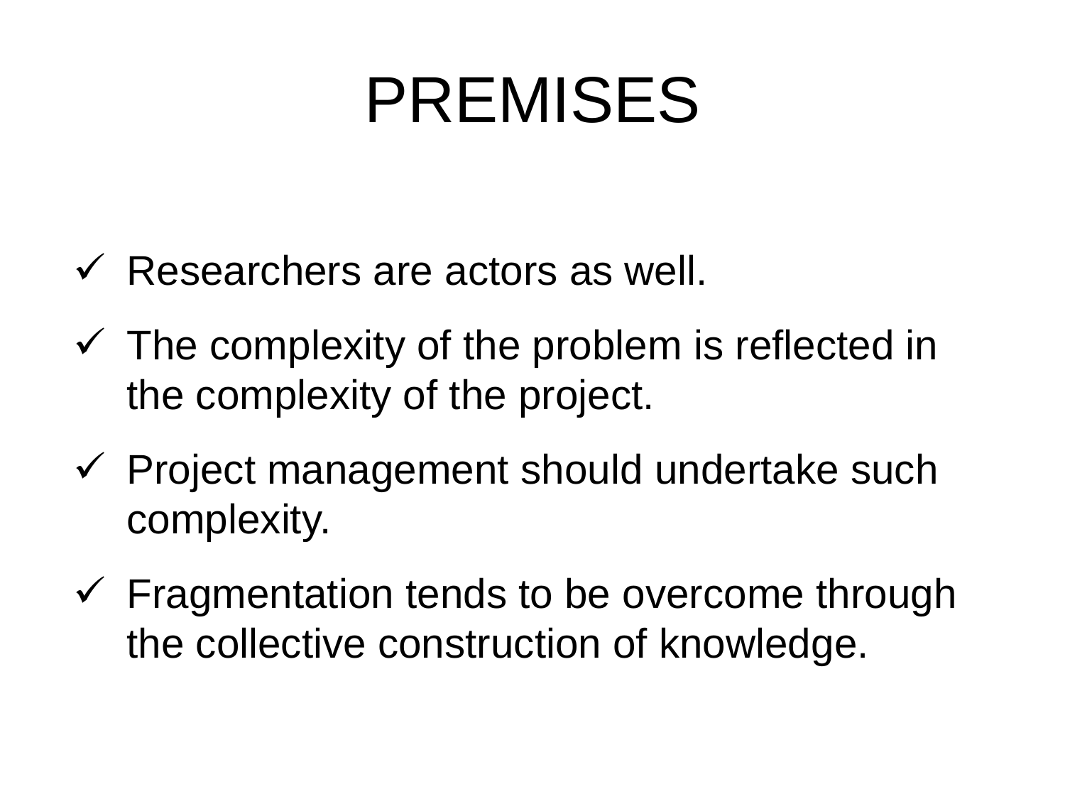# PREMISES

- ✓ Researchers are actors as well.
- ✓ The complexity of the problem is reflected in the complexity of the project.
- ✓ Project management should undertake such complexity.
- ✓ Fragmentation tends to be overcome through the collective construction of knowledge.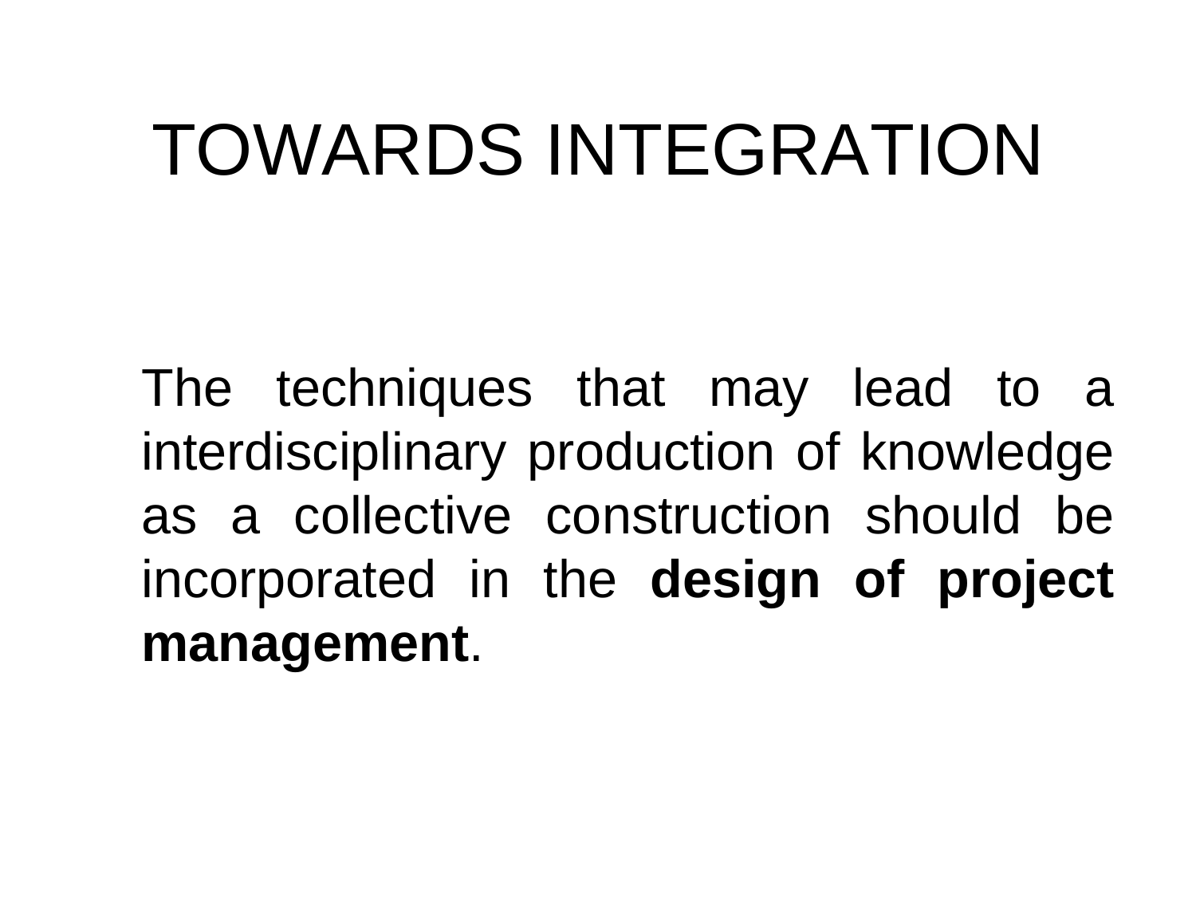# TOWARDS INTEGRATION

The techniques that may lead to a interdisciplinary production of knowledge as a collective construction should be incorporated in the **design of project management**.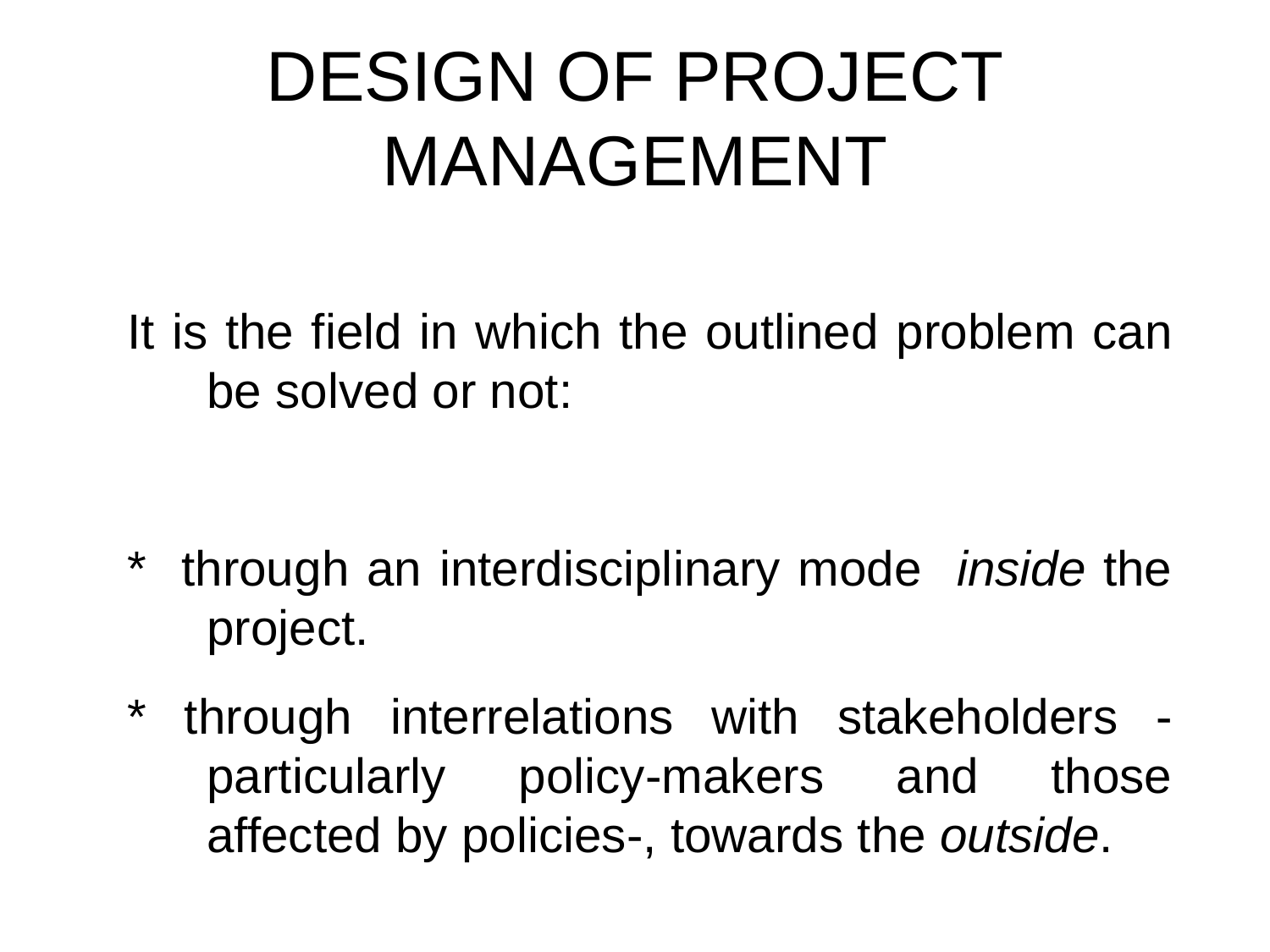# DESIGN OF PROJECT MANAGEMENT

It is the field in which the outlined problem can be solved or not:

* through an interdisciplinary mode *inside* the project.
* through interrelations with stakeholders -particularly policy-makers and those affected by policies-, towards the *outside*.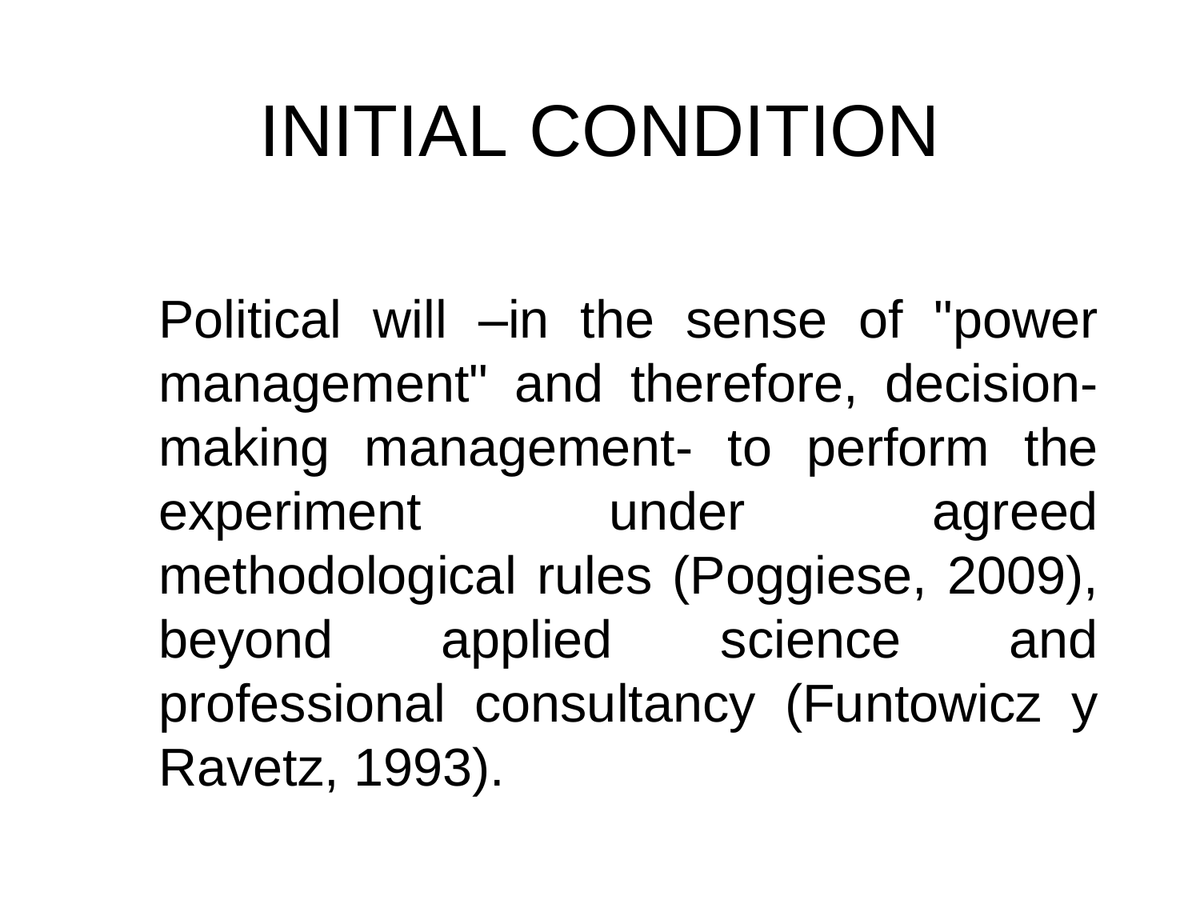# INITIAL CONDITION

Political will –in the sense of "power management" and therefore, decision-making management- to perform the experiment under agreed methodological rules (Poggiese, 2009), beyond applied science and professional consultancy (Funtowicz y Ravetz, 1993).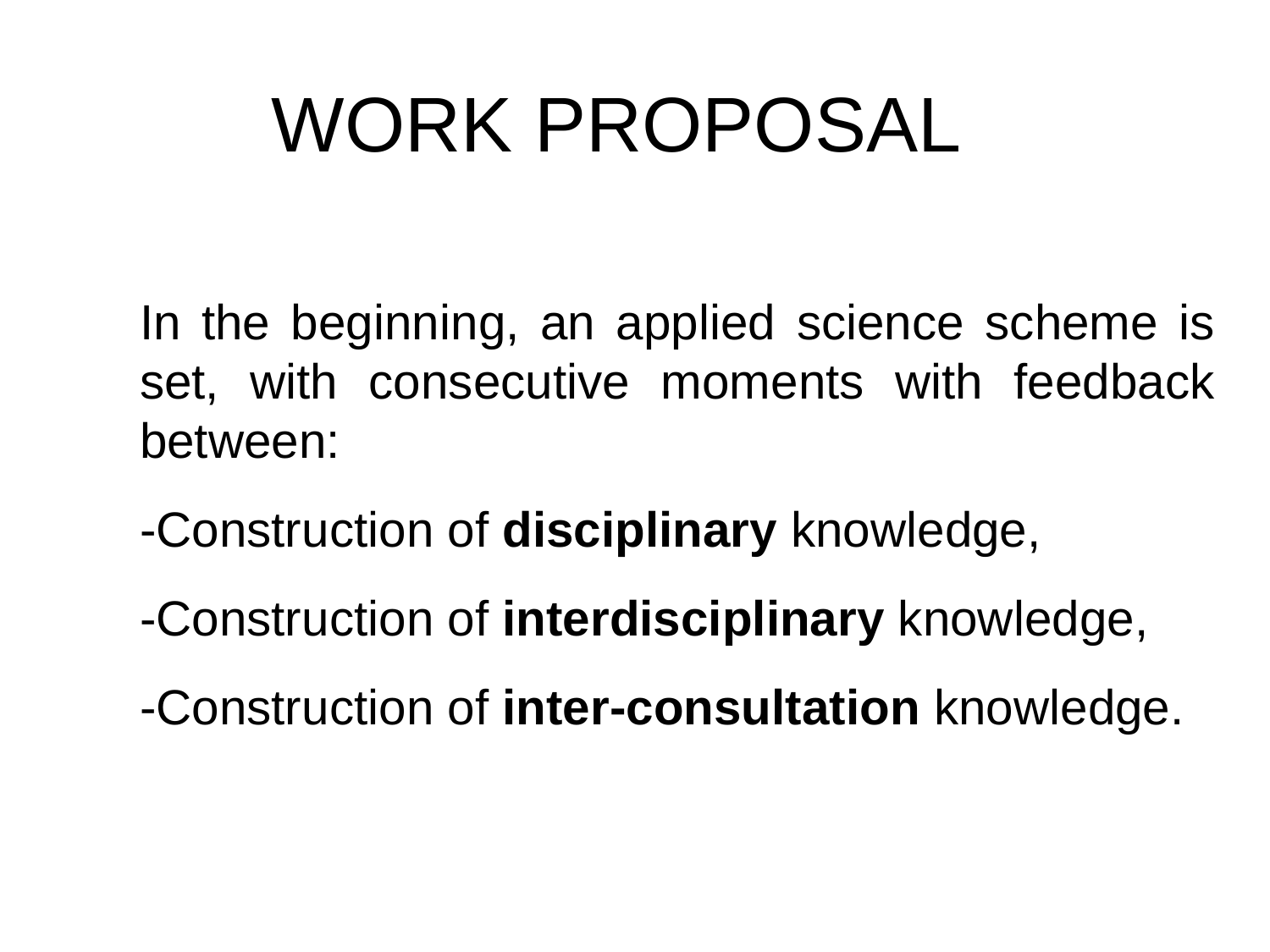# WORK PROPOSAL

In the beginning, an applied science scheme is set, with consecutive moments with feedback between:

-Construction of **disciplinary** knowledge,

-Construction of **interdisciplinary** knowledge,

-Construction of **inter-consultation** knowledge.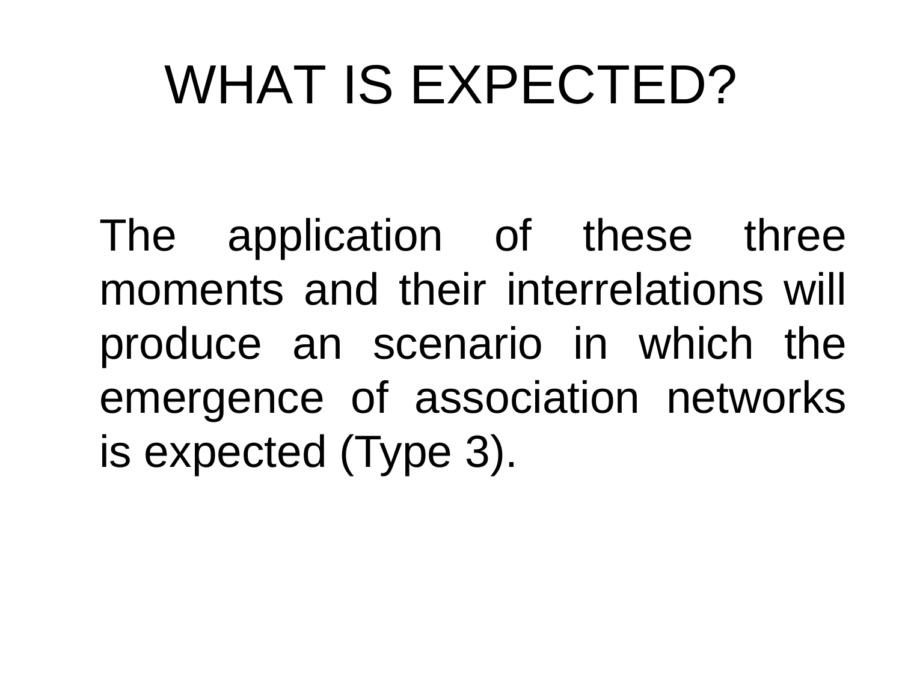# WHAT IS EXPECTED?

The application of these three moments and their interrelations will produce an scenario in which the emergence of association networks is expected (Type 3).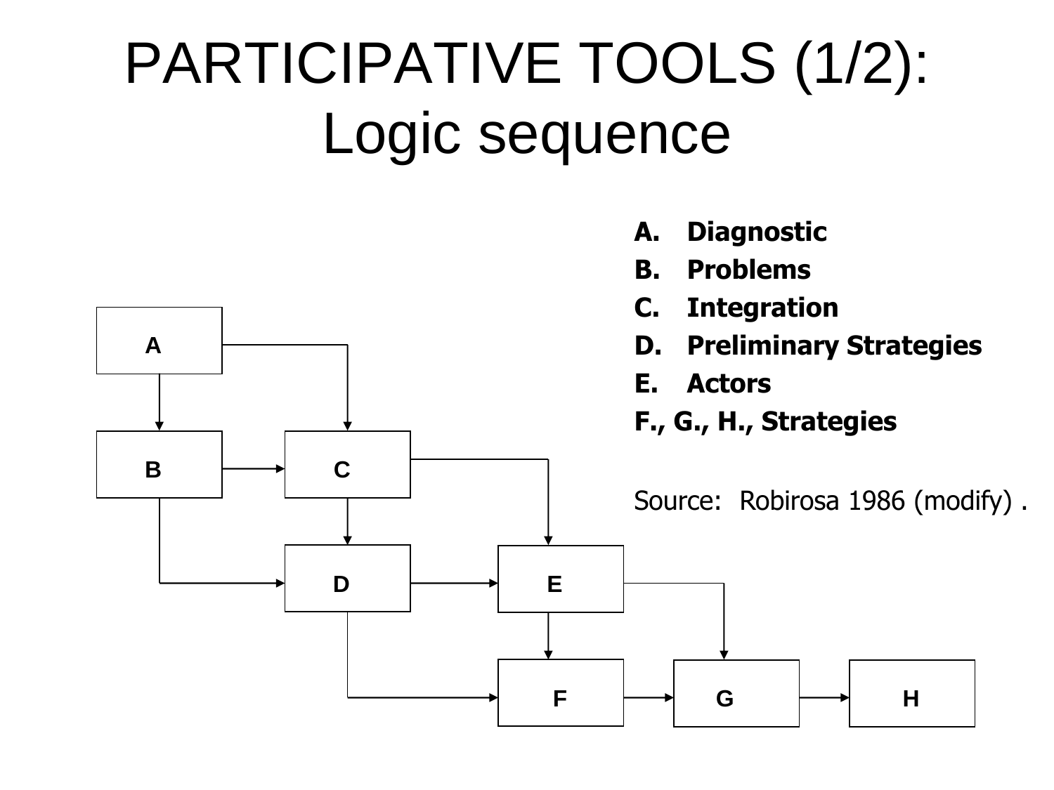# PARTICIPATIVE TOOLS (1/2): Logic sequence

A. **Diagnostic**
B. **Problems**
C. **Integration**
D. **Preliminary Strategies**
E. **Actors**

**F., G., H., Strategies**

Source: Robirosa 1986 (modify) .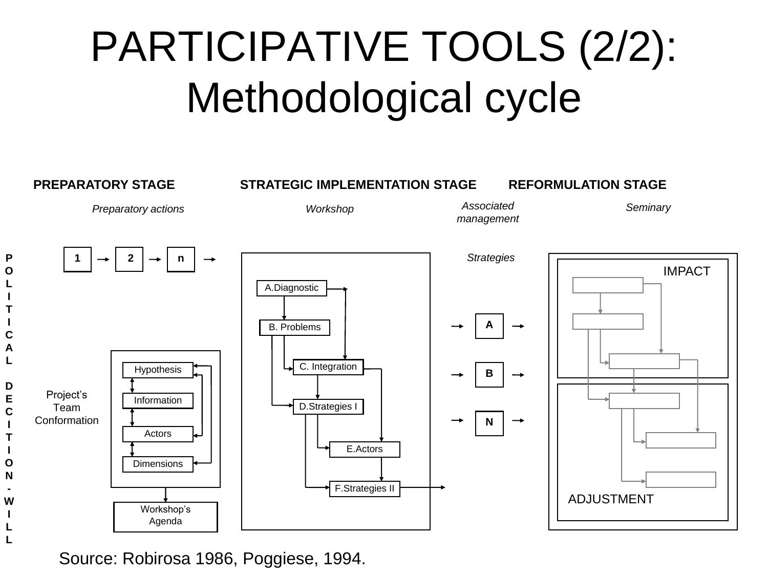# PARTICIPATIVE TOOLS (2/2): Methodological cycle

**PREPARATORY STAGE** | **STRATEGIC IMPLEMENTATION STAGE** | **REFORMULATION STAGE**

*Preparatory actions* | *Workshop* | *Associated management* | *Seminary*

POLITICAL DECITION - WILL

1 → 2 → n →

Project's Team Conformation

- Hypothesis
- Information
- Actors
- Dimensions

Workshop's Agenda

- A.Diagnostic
- B. Problems
- C. Integration
- D.Strategies I
- E.Actors
- F.Strategies II

*Strategies*

- A
- B
- N

IMPACT

ADJUSTMENT

Source: Robirosa 1986, Poggiese, 1994.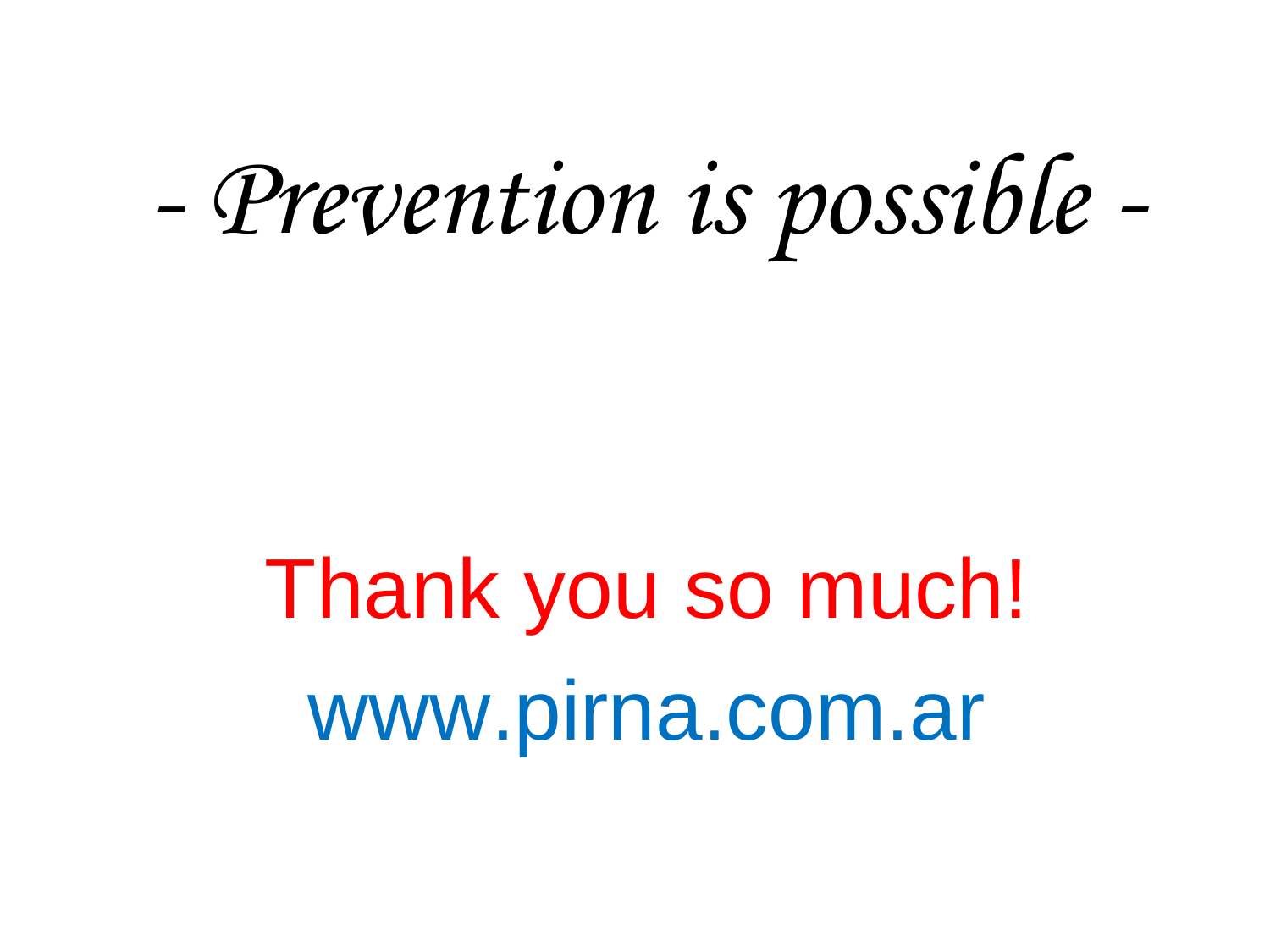*- Prevention is possible -*

Thank you so much!

www.pirna.com.ar